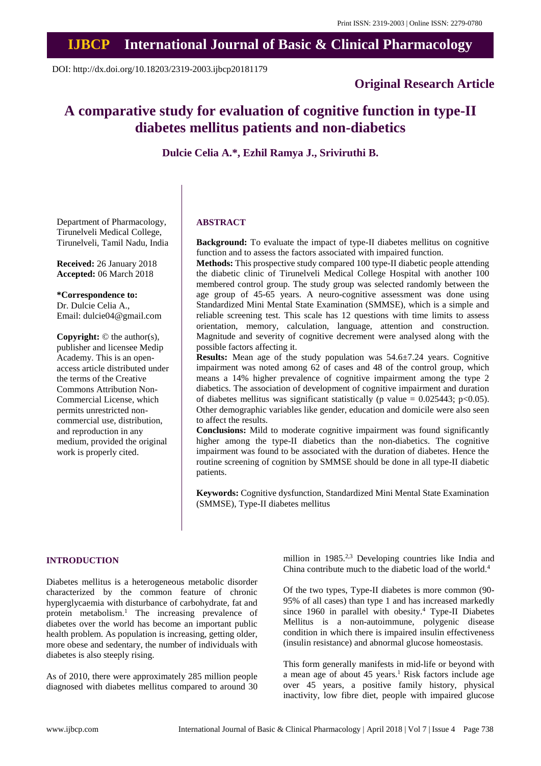Print ISSN: 2319-2003 | Online ISSN: 2279-0780

# IJBCP International Journal of Basic & Clinical Pharmacology

DOI: http://dx.doi.org/10.18203/2319-2003.ijbcp20181179

**Original Research Article**

# A comparative study for evaluation of cognitive function in type-II diabetes mellitus patients and non-diabetics

**Dulcie Celia A.\*, Ezhil Ramya J., Sriviruthi B.**

Department of Pharmacology, Tirunelveli Medical College, Tirunelveli, Tamil Nadu, India

**Received:** 26 January 2018
**Accepted:** 06 March 2018

**\*Correspondence to:**
Dr. Dulcie Celia A.,
Email: dulcie04@gmail.com

**Copyright:** © the author(s), publisher and licensee Medip Academy. This is an open-access article distributed under the terms of the Creative Commons Attribution Non-Commercial License, which permits unrestricted non-commercial use, distribution, and reproduction in any medium, provided the original work is properly cited.

## ABSTRACT

**Background:** To evaluate the impact of type-II diabetes mellitus on cognitive function and to assess the factors associated with impaired function.

**Methods:** This prospective study compared 100 type-II diabetic people attending the diabetic clinic of Tirunelveli Medical College Hospital with another 100 membered control group. The study group was selected randomly between the age group of 45-65 years. A neuro-cognitive assessment was done using Standardized Mini Mental State Examination (SMMSE), which is a simple and reliable screening test. This scale has 12 questions with time limits to assess orientation, memory, calculation, language, attention and construction. Magnitude and severity of cognitive decrement were analysed along with the possible factors affecting it.

**Results:** Mean age of the study population was 54.6±7.24 years. Cognitive impairment was noted among 62 of cases and 48 of the control group, which means a 14% higher prevalence of cognitive impairment among the type 2 diabetics. The association of development of cognitive impairment and duration of diabetes mellitus was significant statistically (p value = 0.025443; $p<0.05$). Other demographic variables like gender, education and domicile were also seen to affect the results.

**Conclusions:** Mild to moderate cognitive impairment was found significantly higher among the type-II diabetics than the non-diabetics. The cognitive impairment was found to be associated with the duration of diabetes. Hence the routine screening of cognition by SMMSE should be done in all type-II diabetic patients.

**Keywords:** Cognitive dysfunction, Standardized Mini Mental State Examination (SMMSE), Type-II diabetes mellitus

## INTRODUCTION

Diabetes mellitus is a heterogeneous metabolic disorder characterized by the common feature of chronic hyperglycaemia with disturbance of carbohydrate, fat and protein metabolism.[1] The increasing prevalence of diabetes over the world has become an important public health problem. As population is increasing, getting older, more obese and sedentary, the number of individuals with diabetes is also steeply rising.

As of 2010, there were approximately 285 million people diagnosed with diabetes mellitus compared to around 30 million in 1985.[2,3] Developing countries like India and China contribute much to the diabetic load of the world.[4]

Of the two types, Type-II diabetes is more common (90-95% of all cases) than type 1 and has increased markedly since 1960 in parallel with obesity.[4] Type-II Diabetes Mellitus is a non-autoimmune, polygenic disease condition in which there is impaired insulin effectiveness (insulin resistance) and abnormal glucose homeostasis.

This form generally manifests in mid-life or beyond with a mean age of about 45 years.[1] Risk factors include age over 45 years, a positive family history, physical inactivity, low fibre diet, people with impaired glucose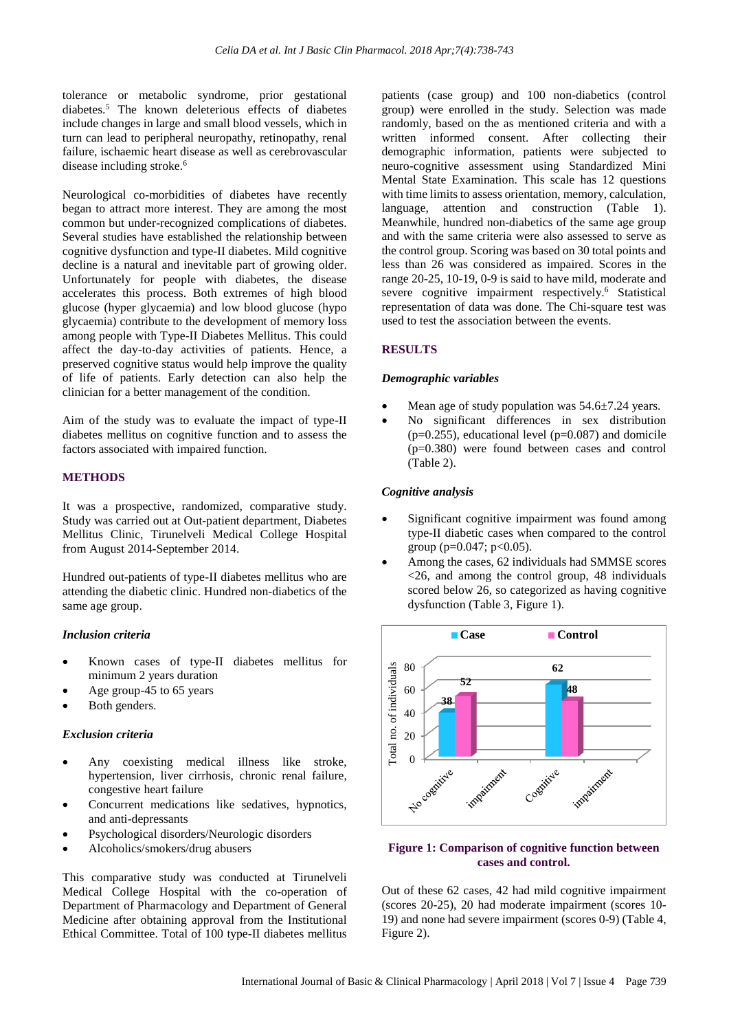tolerance or metabolic syndrome, prior gestational diabetes.[5] The known deleterious effects of diabetes include changes in large and small blood vessels, which in turn can lead to peripheral neuropathy, retinopathy, renal failure, ischaemic heart disease as well as cerebrovascular disease including stroke.[6]

Neurological co-morbidities of diabetes have recently began to attract more interest. They are among the most common but under-recognized complications of diabetes. Several studies have established the relationship between cognitive dysfunction and type-II diabetes. Mild cognitive decline is a natural and inevitable part of growing older. Unfortunately for people with diabetes, the disease accelerates this process. Both extremes of high blood glucose (hyper glycaemia) and low blood glucose (hypo glycaemia) contribute to the development of memory loss among people with Type-II Diabetes Mellitus. This could affect the day-to-day activities of patients. Hence, a preserved cognitive status would help improve the quality of life of patients. Early detection can also help the clinician for a better management of the condition.

Aim of the study was to evaluate the impact of type-II diabetes mellitus on cognitive function and to assess the factors associated with impaired function.

## METHODS

It was a prospective, randomized, comparative study. Study was carried out at Out-patient department, Diabetes Mellitus Clinic, Tirunelveli Medical College Hospital from August 2014-September 2014.

Hundred out-patients of type-II diabetes mellitus who are attending the diabetic clinic. Hundred non-diabetics of the same age group.

### *Inclusion criteria*

- Known cases of type-II diabetes mellitus for minimum 2 years duration
- Age group-45 to 65 years
- Both genders.

### *Exclusion criteria*

- Any coexisting medical illness like stroke, hypertension, liver cirrhosis, chronic renal failure, congestive heart failure
- Concurrent medications like sedatives, hypnotics, and anti-depressants
- Psychological disorders/Neurologic disorders
- Alcoholics/smokers/drug abusers

This comparative study was conducted at Tirunelveli Medical College Hospital with the co-operation of Department of Pharmacology and Department of General Medicine after obtaining approval from the Institutional Ethical Committee. Total of 100 type-II diabetes mellitus patients (case group) and 100 non-diabetics (control group) were enrolled in the study. Selection was made randomly, based on the as mentioned criteria and with a written informed consent. After collecting their demographic information, patients were subjected to neuro-cognitive assessment using Standardized Mini Mental State Examination. This scale has 12 questions with time limits to assess orientation, memory, calculation, language, attention and construction (Table 1). Meanwhile, hundred non-diabetics of the same age group and with the same criteria were also assessed to serve as the control group. Scoring was based on 30 total points and less than 26 was considered as impaired. Scores in the range 20-25, 10-19, 0-9 is said to have mild, moderate and severe cognitive impairment respectively.[6] Statistical representation of data was done. The Chi-square test was used to test the association between the events.

## RESULTS

### *Demographic variables*

- Mean age of study population was 54.6±7.24 years.
- No significant differences in sex distribution ($p=0.255$), educational level ($p=0.087$) and domicile ($p=0.380$) were found between cases and control (Table 2).

### *Cognitive analysis*

- Significant cognitive impairment was found among type-II diabetic cases when compared to the control group ($p=0.047$; $p<0.05$).
- Among the cases, 62 individuals had SMMSE scores <26, and among the control group, 48 individuals scored below 26, so categorized as having cognitive dysfunction (Table 3, Figure 1).

**Figure 1: Comparison of cognitive function between cases and control.**

Out of these 62 cases, 42 had mild cognitive impairment (scores 20-25), 20 had moderate impairment (scores 10-19) and none had severe impairment (scores 0-9) (Table 4, Figure 2).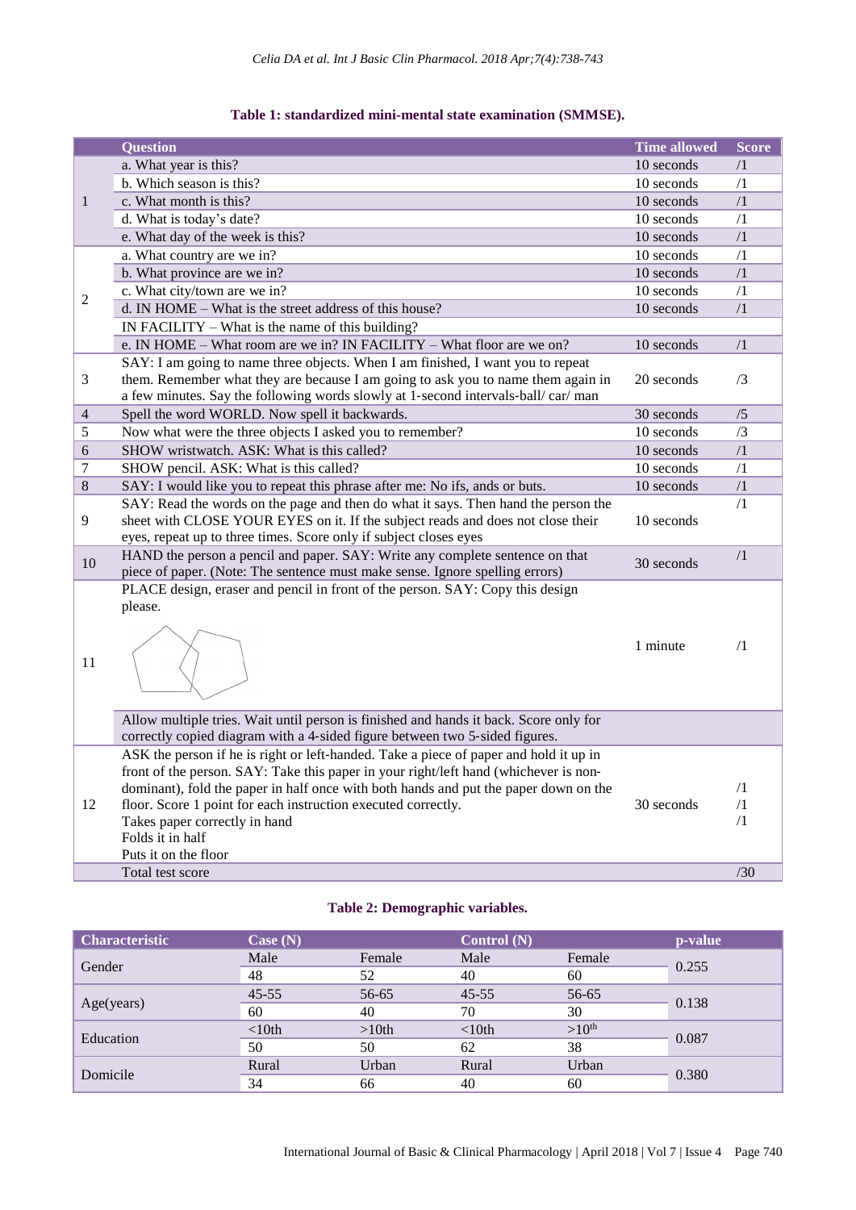**Table 1: standardized mini-mental state examination (SMMSE).**

| | Question | Time allowed | Score |
|---|---|---|---|
| 1 | a. What year is this? | 10 seconds | /1 |
| | b. Which season is this? | 10 seconds | /1 |
| | c. What month is this? | 10 seconds | /1 |
| | d. What is today's date? | 10 seconds | /1 |
| | e. What day of the week is this? | 10 seconds | /1 |
| 2 | a. What country are we in? | 10 seconds | /1 |
| | b. What province are we in? | 10 seconds | /1 |
| | c. What city/town are we in? | 10 seconds | /1 |
| | d. IN HOME – What is the street address of this house? IN FACILITY – What is the name of this building? | 10 seconds | /1 |
| | e. IN HOME – What room are we in? IN FACILITY – What floor are we on? | 10 seconds | /1 |
| 3 | SAY: I am going to name three objects. When I am finished, I want you to repeat them. Remember what they are because I am going to ask you to name them again in a few minutes. Say the following words slowly at 1-second intervals-ball/ car/ man | 20 seconds | /3 |
| 4 | Spell the word WORLD. Now spell it backwards. | 30 seconds | /5 |
| 5 | Now what were the three objects I asked you to remember? | 10 seconds | /3 |
| 6 | SHOW wristwatch. ASK: What is this called? | 10 seconds | /1 |
| 7 | SHOW pencil. ASK: What is this called? | 10 seconds | /1 |
| 8 | SAY: I would like you to repeat this phrase after me: No ifs, ands or buts. | 10 seconds | /1 |
| 9 | SAY: Read the words on the page and then do what it says. Then hand the person the sheet with CLOSE YOUR EYES on it. If the subject reads and does not close their eyes, repeat up to three times. Score only if subject closes eyes | 10 seconds | /1 |
| 10 | HAND the person a pencil and paper. SAY: Write any complete sentence on that piece of paper. (Note: The sentence must make sense. Ignore spelling errors) | 30 seconds | /1 |
| 11 | PLACE design, eraser and pencil in front of the person. SAY: Copy this design please. Allow multiple tries. Wait until person is finished and hands it back. Score only for correctly copied diagram with a 4-sided figure between two 5-sided figures. | 1 minute | /1 |
| 12 | ASK the person if he is right or left-handed. Take a piece of paper and hold it up in front of the person. SAY: Take this paper in your right/left hand (whichever is non-dominant), fold the paper in half once with both hands and put the paper down on the floor. Score 1 point for each instruction executed correctly. | 30 seconds | |
| | Takes paper correctly in hand | | /1 |
| | Folds it in half | | /1 |
| | Puts it on the floor | | /1 |
| | Total test score | | /30 |

**Table 2: Demographic variables.**

| Characteristic | Case (N) | | Control (N) | | p-value |
|---|---|---|---|---|---|
| Gender | Male | Female | Male | Female | 0.255 |
| | 48 | 52 | 40 | 60 | |
| Age(years) | 45-55 | 56-65 | 45-55 | 56-65 | 0.138 |
| | 60 | 40 | 70 | 30 | |
| Education | <10th | >10th | <10th | >10th | 0.087 |
| | 50 | 50 | 62 | 38 | |
| Domicile | Rural | Urban | Rural | Urban | 0.380 |
| | 34 | 66 | 40 | 60 | |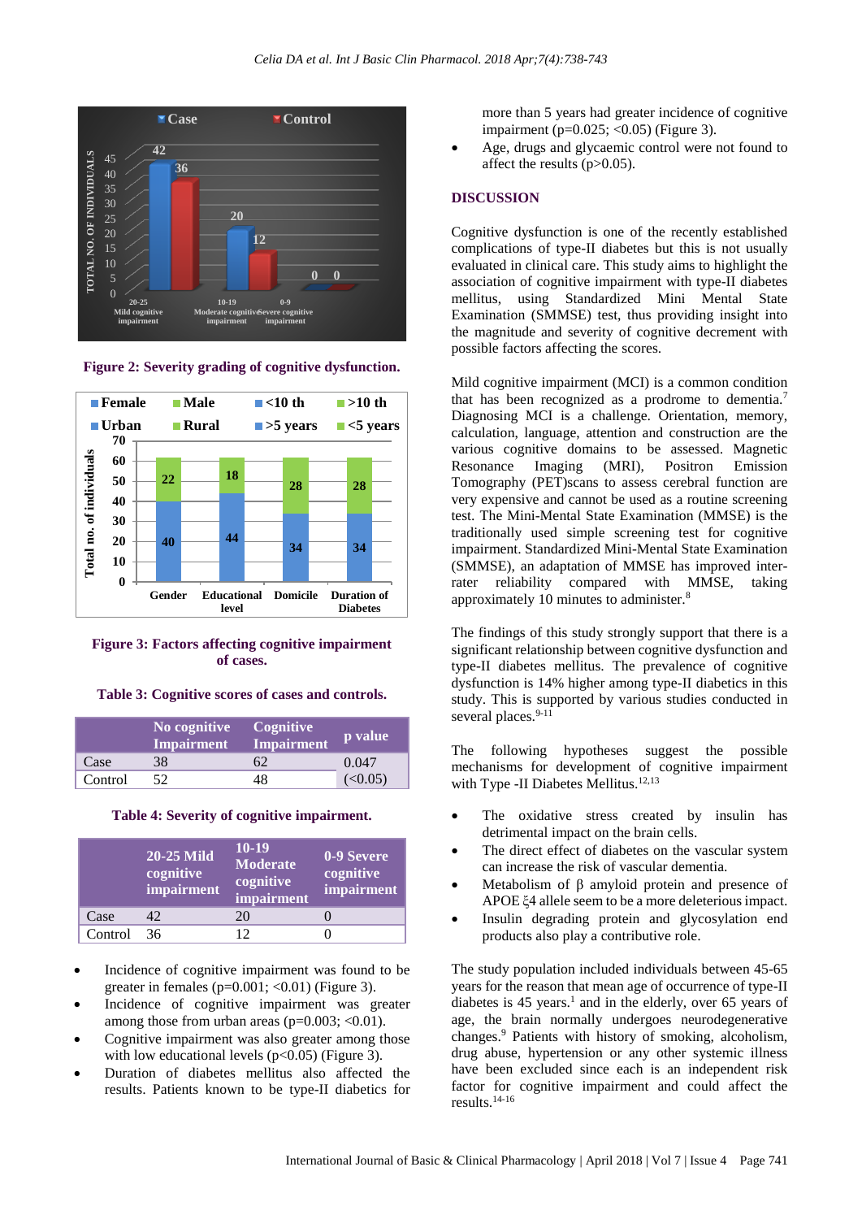Figure 2: Severity grading of cognitive dysfunction.

Figure 3: Factors affecting cognitive impairment of cases.

Table 3: Cognitive scores of cases and controls.

| | No cognitive Impairment | Cognitive Impairment | p value |
|---|---|---|---|
| Case | 38 | 62 | 0.047 |
| Control | 52 | 48 | (<0.05) |

Table 4: Severity of cognitive impairment.

| | 20-25 Mild cognitive impairment | 10-19 Moderate cognitive impairment | 0-9 Severe cognitive impairment |
|---|---|---|---|
| Case | 42 | 20 | 0 |
| Control | 36 | 12 | 0 |

- Incidence of cognitive impairment was found to be greater in females (p=0.001; <0.01) (Figure 3).
- Incidence of cognitive impairment was greater among those from urban areas (p=0.003; <0.01).
- Cognitive impairment was also greater among those with low educational levels (p<0.05) (Figure 3).
- Duration of diabetes mellitus also affected the results. Patients known to be type-II diabetics for more than 5 years had greater incidence of cognitive impairment (p=0.025; <0.05) (Figure 3).
- Age, drugs and glycaemic control were not found to affect the results (p>0.05).

## DISCUSSION

Cognitive dysfunction is one of the recently established complications of type-II diabetes but this is not usually evaluated in clinical care. This study aims to highlight the association of cognitive impairment with type-II diabetes mellitus, using Standardized Mini Mental State Examination (SMMSE) test, thus providing insight into the magnitude and severity of cognitive decrement with possible factors affecting the scores.

Mild cognitive impairment (MCI) is a common condition that has been recognized as a prodrome to dementia.[7] Diagnosing MCI is a challenge. Orientation, memory, calculation, language, attention and construction are the various cognitive domains to be assessed. Magnetic Resonance Imaging (MRI), Positron Emission Tomography (PET)scans to assess cerebral function are very expensive and cannot be used as a routine screening test. The Mini-Mental State Examination (MMSE) is the traditionally used simple screening test for cognitive impairment. Standardized Mini-Mental State Examination (SMMSE), an adaptation of MMSE has improved inter-rater reliability compared with MMSE, taking approximately 10 minutes to administer.[8]

The findings of this study strongly support that there is a significant relationship between cognitive dysfunction and type-II diabetes mellitus. The prevalence of cognitive dysfunction is 14% higher among type-II diabetics in this study. This is supported by various studies conducted in several places.[9-11]

The following hypotheses suggest the possible mechanisms for development of cognitive impairment with Type -II Diabetes Mellitus.[12,13]

- The oxidative stress created by insulin has detrimental impact on the brain cells.
- The direct effect of diabetes on the vascular system can increase the risk of vascular dementia.
- Metabolism of β amyloid protein and presence of APOE ξ4 allele seem to be a more deleterious impact.
- Insulin degrading protein and glycosylation end products also play a contributive role.

The study population included individuals between 45-65 years for the reason that mean age of occurrence of type-II diabetes is 45 years.[1] and in the elderly, over 65 years of age, the brain normally undergoes neurodegenerative changes.[9] Patients with history of smoking, alcoholism, drug abuse, hypertension or any other systemic illness have been excluded since each is an independent risk factor for cognitive impairment and could affect the results.[14-16]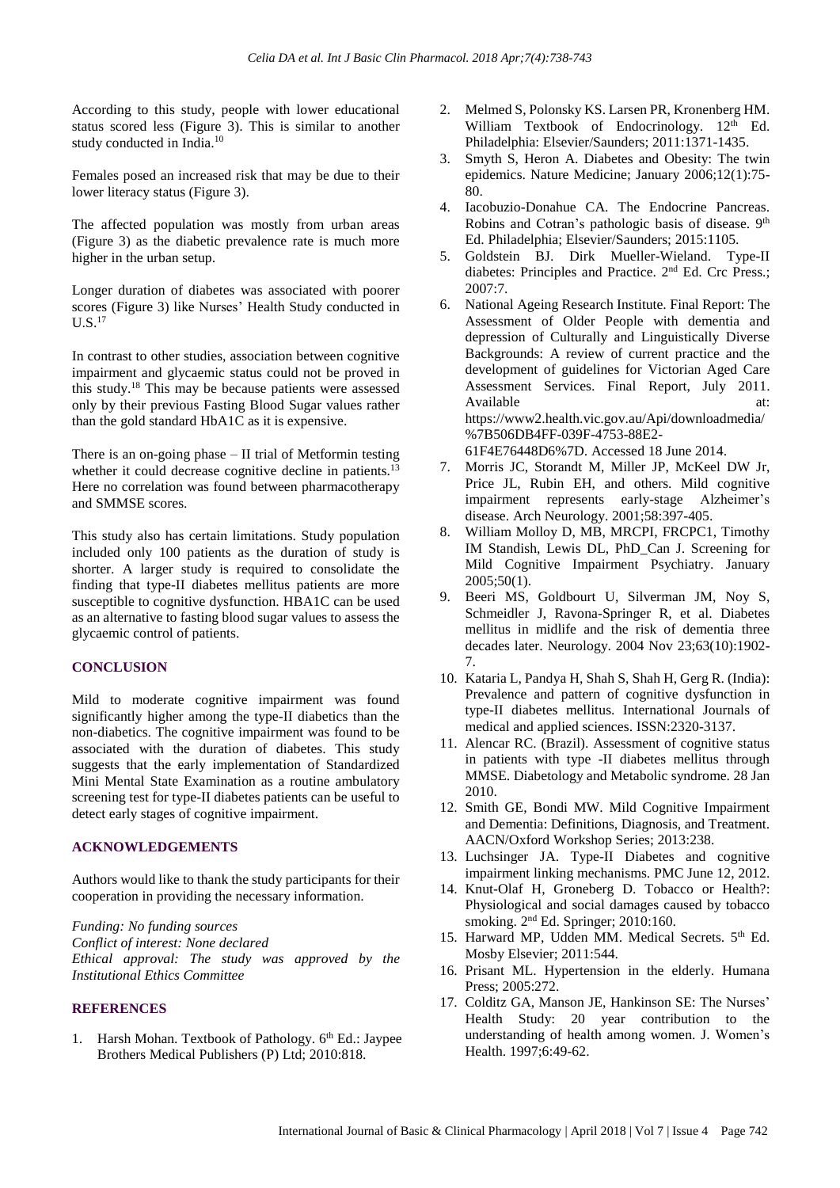According to this study, people with lower educational status scored less (Figure 3). This is similar to another study conducted in India.[10]

Females posed an increased risk that may be due to their lower literacy status (Figure 3).

The affected population was mostly from urban areas (Figure 3) as the diabetic prevalence rate is much more higher in the urban setup.

Longer duration of diabetes was associated with poorer scores (Figure 3) like Nurses' Health Study conducted in U.S.[17]

In contrast to other studies, association between cognitive impairment and glycaemic status could not be proved in this study.[18] This may be because patients were assessed only by their previous Fasting Blood Sugar values rather than the gold standard HbA1C as it is expensive.

There is an on-going phase – II trial of Metformin testing whether it could decrease cognitive decline in patients.[13] Here no correlation was found between pharmacotherapy and SMMSE scores.

This study also has certain limitations. Study population included only 100 patients as the duration of study is shorter. A larger study is required to consolidate the finding that type-II diabetes mellitus patients are more susceptible to cognitive dysfunction. HBA1C can be used as an alternative to fasting blood sugar values to assess the glycaemic control of patients.

## CONCLUSION

Mild to moderate cognitive impairment was found significantly higher among the type-II diabetics than the non-diabetics. The cognitive impairment was found to be associated with the duration of diabetes. This study suggests that the early implementation of Standardized Mini Mental State Examination as a routine ambulatory screening test for type-II diabetes patients can be useful to detect early stages of cognitive impairment.

## ACKNOWLEDGEMENTS

Authors would like to thank the study participants for their cooperation in providing the necessary information.

*Funding: No funding sources*
*Conflict of interest: None declared*
*Ethical approval: The study was approved by the Institutional Ethics Committee*

## REFERENCES

1. Harsh Mohan. Textbook of Pathology. 6th Ed.: Jaypee Brothers Medical Publishers (P) Ltd; 2010:818.
2. Melmed S, Polonsky KS. Larsen PR, Kronenberg HM. William Textbook of Endocrinology. 12th Ed. Philadelphia: Elsevier/Saunders; 2011:1371-1435.
3. Smyth S, Heron A. Diabetes and Obesity: The twin epidemics. Nature Medicine; January 2006;12(1):75-80.
4. Iacobuzio-Donahue CA. The Endocrine Pancreas. Robins and Cotran's pathologic basis of disease. 9th Ed. Philadelphia; Elsevier/Saunders; 2015:1105.
5. Goldstein BJ. Dirk Mueller-Wieland. Type-II diabetes: Principles and Practice. 2nd Ed. Crc Press.; 2007:7.
6. National Ageing Research Institute. Final Report: The Assessment of Older People with dementia and depression of Culturally and Linguistically Diverse Backgrounds: A review of current practice and the development of guidelines for Victorian Aged Care Assessment Services. Final Report, July 2011. Available at: https://www2.health.vic.gov.au/Api/downloadmedia/%7B506DB4FF-039F-4753-88E2-61F4E76448D6%7D. Accessed 18 June 2014.
7. Morris JC, Storandt M, Miller JP, McKeel DW Jr, Price JL, Rubin EH, and others. Mild cognitive impairment represents early-stage Alzheimer's disease. Arch Neurology. 2001;58:397-405.
8. William Molloy D, MB, MRCPI, FRCPC1, Timothy IM Standish, Lewis DL, PhD_Can J. Screening for Mild Cognitive Impairment Psychiatry. January 2005;50(1).
9. Beeri MS, Goldbourt U, Silverman JM, Noy S, Schmeidler J, Ravona-Springer R, et al. Diabetes mellitus in midlife and the risk of dementia three decades later. Neurology. 2004 Nov 23;63(10):1902-7.
10. Kataria L, Pandya H, Shah S, Shah H, Gerg R. (India): Prevalence and pattern of cognitive dysfunction in type-II diabetes mellitus. International Journals of medical and applied sciences. ISSN:2320-3137.
11. Alencar RC. (Brazil). Assessment of cognitive status in patients with type -II diabetes mellitus through MMSE. Diabetology and Metabolic syndrome. 28 Jan 2010.
12. Smith GE, Bondi MW. Mild Cognitive Impairment and Dementia: Definitions, Diagnosis, and Treatment. AACN/Oxford Workshop Series; 2013:238.
13. Luchsinger JA. Type-II Diabetes and cognitive impairment linking mechanisms. PMC June 12, 2012.
14. Knut-Olaf H, Groneberg D. Tobacco or Health?: Physiological and social damages caused by tobacco smoking. 2nd Ed. Springer; 2010:160.
15. Harward MP, Udden MM. Medical Secrets. 5th Ed. Mosby Elsevier; 2011:544.
16. Prisant ML. Hypertension in the elderly. Humana Press; 2005:272.
17. Colditz GA, Manson JE, Hankinson SE: The Nurses' Health Study: 20 year contribution to the understanding of health among women. J. Women's Health. 1997;6:49-62.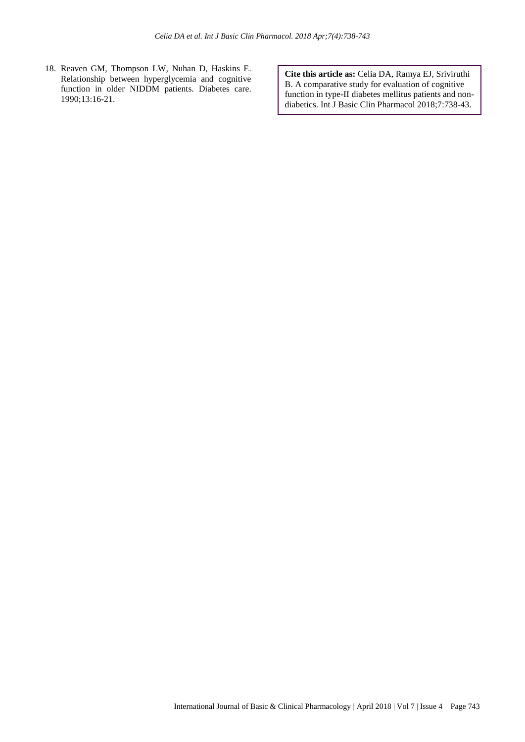18. Reaven GM, Thompson LW, Nuhan D, Haskins E. Relationship between hyperglycemia and cognitive function in older NIDDM patients. Diabetes care. 1990;13:16-21.

**Cite this article as:** Celia DA, Ramya EJ, Sriviruthi B. A comparative study for evaluation of cognitive function in type-II diabetes mellitus patients and non-diabetics. Int J Basic Clin Pharmacol 2018;7:738-43.